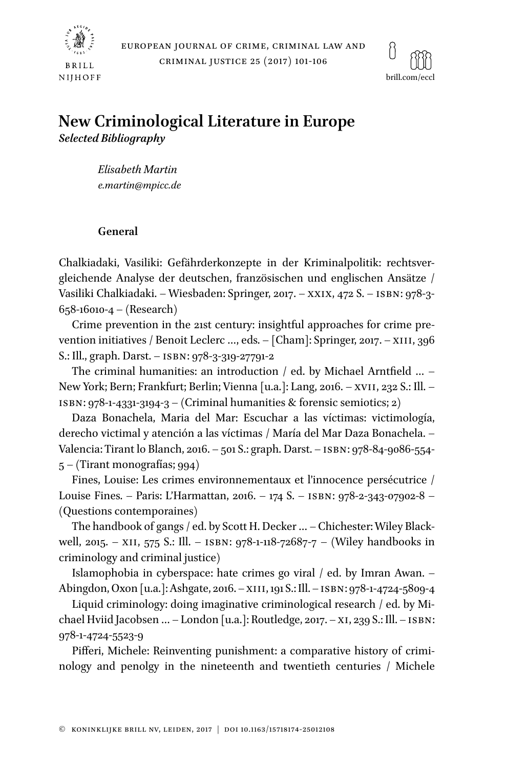# New Criminological Literature in Europe

***Selected Bibliography***

*Elisabeth Martin*
*e.martin@mpicc.de*

## General

Chalkiadaki, Vasiliki: Gefährderkonzepte in der Kriminalpolitik: rechtsvergleichende Analyse der deutschen, französischen und englischen Ansätze / Vasiliki Chalkiadaki. – Wiesbaden: Springer, 2017. – XXIX, 472 S. – ISBN: 978-3-658-16010-4 – (Research)

Crime prevention in the 21st century: insightful approaches for crime prevention initiatives / Benoit Leclerc …, eds. – [Cham]: Springer, 2017. – XIII, 396 S.: Ill., graph. Darst. – ISBN: 978-3-319-27791-2

The criminal humanities: an introduction / ed. by Michael Arntfield … – New York; Bern; Frankfurt; Berlin; Vienna [u.a.]: Lang, 2016. – XVII, 232 S.: Ill. – ISBN: 978-1-4331-3194-3 – (Criminal humanities & forensic semiotics; 2)

Daza Bonachela, Maria del Mar: Escuchar a las víctimas: victimología, derecho victimal y atención a las víctimas / María del Mar Daza Bonachela. – Valencia: Tirant lo Blanch, 2016. – 501 S.: graph. Darst. – ISBN: 978-84-9086-554-5 – (Tirant monografías; 994)

Fines, Louise: Les crimes environnementaux et l'innocence persécutrice / Louise Fines. – Paris: L'Harmattan, 2016. – 174 S. – ISBN: 978-2-343-07902-8 – (Questions contemporaines)

The handbook of gangs / ed. by Scott H. Decker … – Chichester: Wiley Blackwell, 2015. – XII, 575 S.: Ill. – ISBN: 978-1-118-72687-7 – (Wiley handbooks in criminology and criminal justice)

Islamophobia in cyberspace: hate crimes go viral / ed. by Imran Awan. – Abingdon, Oxon [u.a.]: Ashgate, 2016. – XIII, 191 S.: Ill. – ISBN: 978-1-4724-5809-4

Liquid criminology: doing imaginative criminological research / ed. by Michael Hviid Jacobsen … – London [u.a.]: Routledge, 2017. – XI, 239 S.: Ill. – ISBN: 978-1-4724-5523-9

Pifferi, Michele: Reinventing punishment: a comparative history of criminology and penolgy in the nineteenth and twentieth centuries / Michele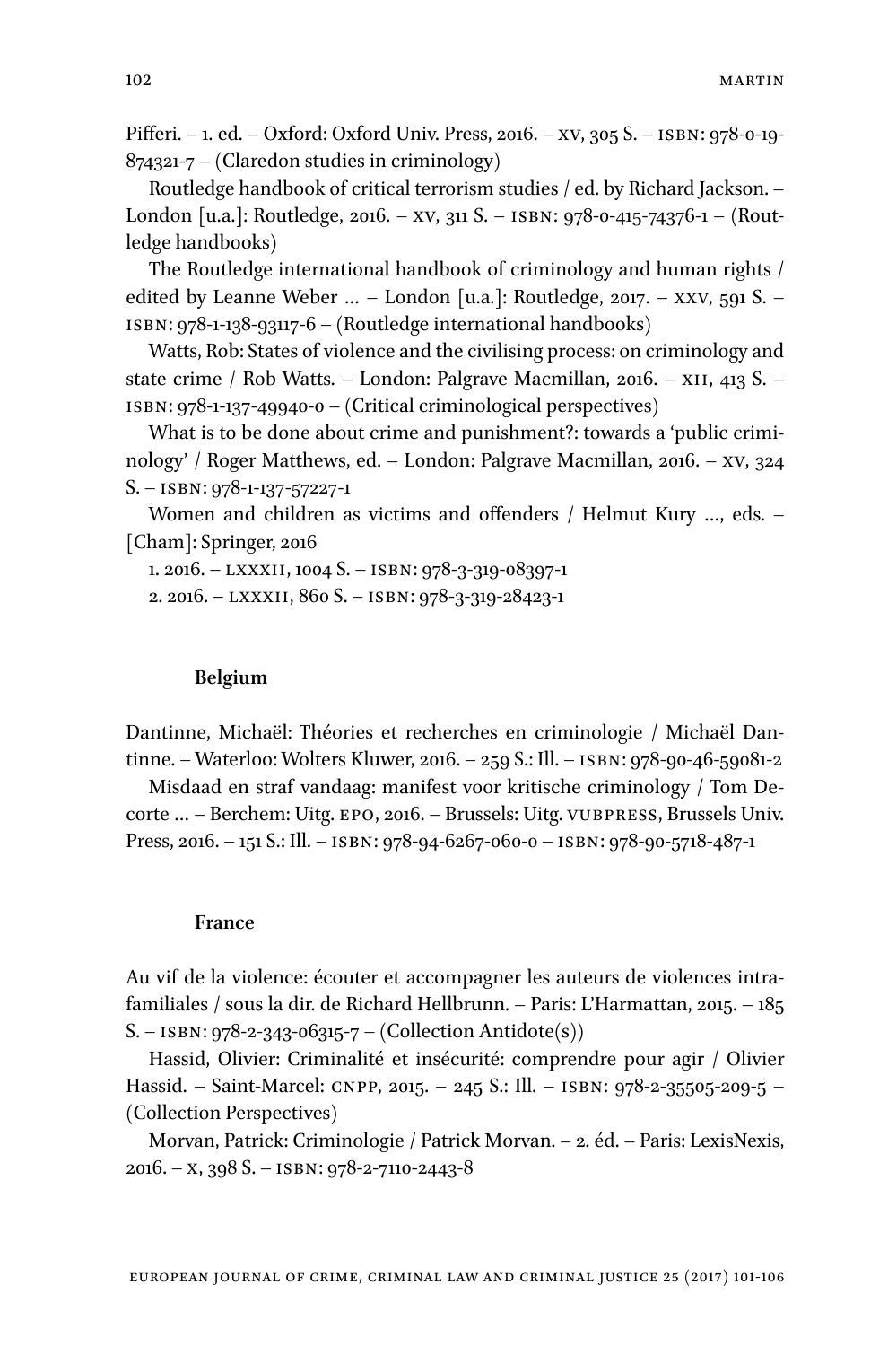Pifferi. – 1. ed. – Oxford: Oxford Univ. Press, 2016. – XV, 305 S. – ISBN: 978-0-19-874321-7 – (Claredon studies in criminology)

Routledge handbook of critical terrorism studies / ed. by Richard Jackson. – London [u.a.]: Routledge, 2016. – XV, 311 S. – ISBN: 978-0-415-74376-1 – (Routledge handbooks)

The Routledge international handbook of criminology and human rights / edited by Leanne Weber … – London [u.a.]: Routledge, 2017. – XXV, 591 S. – ISBN: 978-1-138-93117-6 – (Routledge international handbooks)

Watts, Rob: States of violence and the civilising process: on criminology and state crime / Rob Watts. – London: Palgrave Macmillan, 2016. – XII, 413 S. – ISBN: 978-1-137-49940-0 – (Critical criminological perspectives)

What is to be done about crime and punishment?: towards a 'public criminology' / Roger Matthews, ed. – London: Palgrave Macmillan, 2016. – XV, 324 S. – ISBN: 978-1-137-57227-1

Women and children as victims and offenders / Helmut Kury …, eds. – [Cham]: Springer, 2016

1. 2016. – LXXXII, 1004 S. – ISBN: 978-3-319-08397-1

2. 2016. – LXXXII, 860 S. – ISBN: 978-3-319-28423-1

**Belgium**

Dantinne, Michaël: Théories et recherches en criminologie / Michaël Dantinne. – Waterloo: Wolters Kluwer, 2016. – 259 S.: Ill. – ISBN: 978-90-46-59081-2

Misdaad en straf vandaag: manifest voor kritische criminology / Tom Decorte … – Berchem: Uitg. EPO, 2016. – Brussels: Uitg. VUBPRESS, Brussels Univ. Press, 2016. – 151 S.: Ill. – ISBN: 978-94-6267-060-0 – ISBN: 978-90-5718-487-1

**France**

Au vif de la violence: écouter et accompagner les auteurs de violences intrafamiliales / sous la dir. de Richard Hellbrunn. – Paris: L'Harmattan, 2015. – 185 S. – ISBN: 978-2-343-06315-7 – (Collection Antidote(s))

Hassid, Olivier: Criminalité et insécurité: comprendre pour agir / Olivier Hassid. – Saint-Marcel: CNPP, 2015. – 245 S.: Ill. – ISBN: 978-2-35505-209-5 – (Collection Perspectives)

Morvan, Patrick: Criminologie / Patrick Morvan. – 2. éd. – Paris: LexisNexis, 2016. – X, 398 S. – ISBN: 978-2-7110-2443-8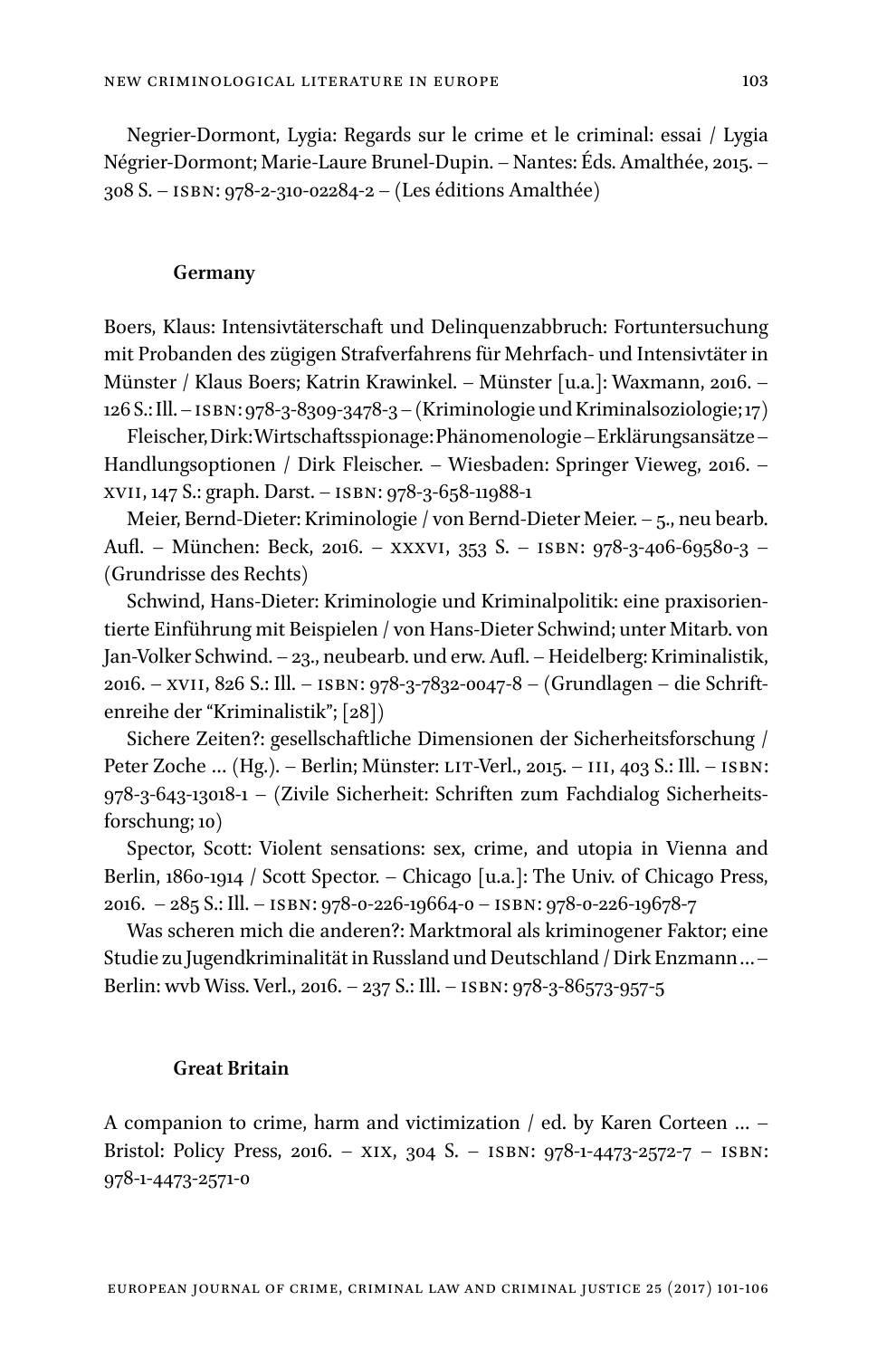Negrier-Dormont, Lygia: Regards sur le crime et le criminal: essai / Lygia Négrier-Dormont; Marie-Laure Brunel-Dupin. – Nantes: Éds. Amalthée, 2015. – 308 S. – ISBN: 978-2-310-02284-2 – (Les éditions Amalthée)

## Germany

Boers, Klaus: Intensivtäterschaft und Delinquenzabbruch: Fortuntersuchung mit Probanden des zügigen Strafverfahrens für Mehrfach- und Intensivtäter in Münster / Klaus Boers; Katrin Krawinkel. – Münster [u.a.]: Waxmann, 2016. – 126 S.: Ill. – ISBN: 978-3-8309-3478-3 – (Kriminologie und Kriminalsoziologie; 17)

Fleischer, Dirk: Wirtschaftsspionage: Phänomenologie – Erklärungsansätze – Handlungsoptionen / Dirk Fleischer. – Wiesbaden: Springer Vieweg, 2016. – XVII, 147 S.: graph. Darst. – ISBN: 978-3-658-11988-1

Meier, Bernd-Dieter: Kriminologie / von Bernd-Dieter Meier. – 5., neu bearb. Aufl. – München: Beck, 2016. – XXXVI, 353 S. – ISBN: 978-3-406-69580-3 – (Grundrisse des Rechts)

Schwind, Hans-Dieter: Kriminologie und Kriminalpolitik: eine praxisorientierte Einführung mit Beispielen / von Hans-Dieter Schwind; unter Mitarb. von Jan-Volker Schwind. – 23., neubearb. und erw. Aufl. – Heidelberg: Kriminalistik, 2016. – XVII, 826 S.: Ill. – ISBN: 978-3-7832-0047-8 – (Grundlagen – die Schriftenreihe der "Kriminalistik"; [28])

Sichere Zeiten?: gesellschaftliche Dimensionen der Sicherheitsforschung / Peter Zoche ... (Hg.). – Berlin; Münster: LIT-Verl., 2015. – III, 403 S.: Ill. – ISBN: 978-3-643-13018-1 – (Zivile Sicherheit: Schriften zum Fachdialog Sicherheitsforschung; 10)

Spector, Scott: Violent sensations: sex, crime, and utopia in Vienna and Berlin, 1860-1914 / Scott Spector. – Chicago [u.a.]: The Univ. of Chicago Press, 2016. – 285 S.: Ill. – ISBN: 978-0-226-19664-0 – ISBN: 978-0-226-19678-7

Was scheren mich die anderen?: Marktmoral als kriminogener Faktor; eine Studie zu Jugendkriminalität in Russland und Deutschland / Dirk Enzmann ... – Berlin: wvb Wiss. Verl., 2016. – 237 S.: Ill. – ISBN: 978-3-86573-957-5

## Great Britain

A companion to crime, harm and victimization / ed. by Karen Corteen ... – Bristol: Policy Press, 2016. – XIX, 304 S. – ISBN: 978-1-4473-2572-7 – ISBN: 978-1-4473-2571-0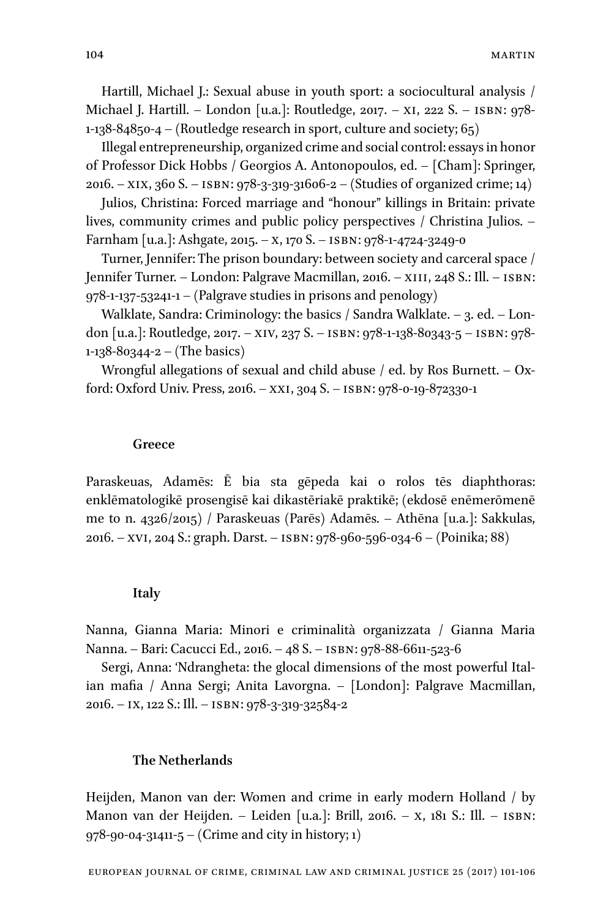Hartill, Michael J.: Sexual abuse in youth sport: a sociocultural analysis / Michael J. Hartill. – London [u.a.]: Routledge, 2017. – XI, 222 S. – ISBN: 978-1-138-84850-4 – (Routledge research in sport, culture and society; 65)

Illegal entrepreneurship, organized crime and social control: essays in honor of Professor Dick Hobbs / Georgios A. Antonopoulos, ed. – [Cham]: Springer, 2016. – XIX, 360 S. – ISBN: 978-3-319-31606-2 – (Studies of organized crime; 14)

Julios, Christina: Forced marriage and "honour" killings in Britain: private lives, community crimes and public policy perspectives / Christina Julios. – Farnham [u.a.]: Ashgate, 2015. – X, 170 S. – ISBN: 978-1-4724-3249-0

Turner, Jennifer: The prison boundary: between society and carceral space / Jennifer Turner. – London: Palgrave Macmillan, 2016. – XIII, 248 S.: Ill. – ISBN: 978-1-137-53241-1 – (Palgrave studies in prisons and penology)

Walklate, Sandra: Criminology: the basics / Sandra Walklate. – 3. ed. – London [u.a.]: Routledge, 2017. – XIV, 237 S. – ISBN: 978-1-138-80343-5 – ISBN: 978-1-138-80344-2 – (The basics)

Wrongful allegations of sexual and child abuse / ed. by Ros Burnett. – Oxford: Oxford Univ. Press, 2016. – XXI, 304 S. – ISBN: 978-0-19-872330-1

### Greece

Paraskeuas, Adamēs: Ē bia sta gēpeda kai o rolos tēs diaphthoras: enklēmatologikē prosengisē kai dikastēriakē praktikē; (ekdosē enēmerōmenē me to n. 4326/2015) / Paraskeuas (Parēs) Adamēs. – Athēna [u.a.]: Sakkulas, 2016. – XVI, 204 S.: graph. Darst. – ISBN: 978-960-596-034-6 – (Poinika; 88)

### Italy

Nanna, Gianna Maria: Minori e criminalità organizzata / Gianna Maria Nanna. – Bari: Cacucci Ed., 2016. – 48 S. – ISBN: 978-88-6611-523-6

Sergi, Anna: 'Ndrangheta: the glocal dimensions of the most powerful Italian mafia / Anna Sergi; Anita Lavorgna. – [London]: Palgrave Macmillan, 2016. – IX, 122 S.: Ill. – ISBN: 978-3-319-32584-2

### The Netherlands

Heijden, Manon van der: Women and crime in early modern Holland / by Manon van der Heijden. – Leiden [u.a.]: Brill, 2016. – X, 181 S.: Ill. – ISBN: 978-90-04-31411-5 – (Crime and city in history; 1)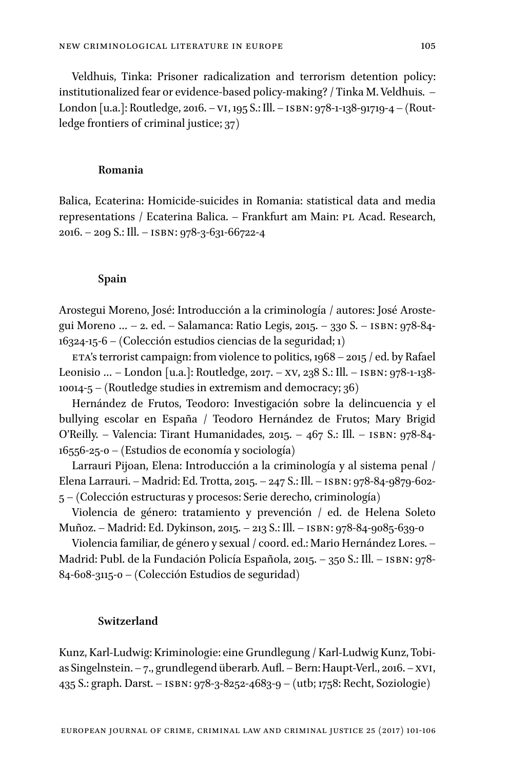Veldhuis, Tinka: Prisoner radicalization and terrorism detention policy: institutionalized fear or evidence-based policy-making? / Tinka M. Veldhuis. – London [u.a.]: Routledge, 2016. – VI, 195 S.: Ill. – ISBN: 978-1-138-91719-4 – (Routledge frontiers of criminal justice; 37)

### Romania

Balica, Ecaterina: Homicide-suicides in Romania: statistical data and media representations / Ecaterina Balica. – Frankfurt am Main: PL Acad. Research, 2016. – 209 S.: Ill. – ISBN: 978-3-631-66722-4

### Spain

Arostegui Moreno, José: Introducción a la criminología / autores: José Arostegui Moreno ... – 2. ed. – Salamanca: Ratio Legis, 2015. – 330 S. – ISBN: 978-84-16324-15-6 – (Colección estudios ciencias de la seguridad; 1)

ETA's terrorist campaign: from violence to politics, 1968 – 2015 / ed. by Rafael Leonisio ... – London [u.a.]: Routledge, 2017. – XV, 238 S.: Ill. – ISBN: 978-1-138-10014-5 – (Routledge studies in extremism and democracy; 36)

Hernández de Frutos, Teodoro: Investigación sobre la delincuencia y el bullying escolar en España / Teodoro Hernández de Frutos; Mary Brigid O'Reilly. – Valencia: Tirant Humanidades, 2015. – 467 S.: Ill. – ISBN: 978-84-16556-25-0 – (Estudios de economía y sociología)

Larrauri Pijoan, Elena: Introducción a la criminología y al sistema penal / Elena Larrauri. – Madrid: Ed. Trotta, 2015. – 247 S.: Ill. – ISBN: 978-84-9879-602-5 – (Colección estructuras y procesos: Serie derecho, criminología)

Violencia de género: tratamiento y prevención / ed. de Helena Soleto Muñoz. – Madrid: Ed. Dykinson, 2015. – 213 S.: Ill. – ISBN: 978-84-9085-639-0

Violencia familiar, de género y sexual / coord. ed.: Mario Hernández Lores. – Madrid: Publ. de la Fundación Policía Española, 2015. – 350 S.: Ill. – ISBN: 978-84-608-3115-0 – (Colección Estudios de seguridad)

### Switzerland

Kunz, Karl-Ludwig: Kriminologie: eine Grundlegung / Karl-Ludwig Kunz, Tobias Singelnstein. – 7., grundlegend überarb. Aufl. – Bern: Haupt-Verl., 2016. – XVI, 435 S.: graph. Darst. – ISBN: 978-3-8252-4683-9 – (utb; 1758: Recht, Soziologie)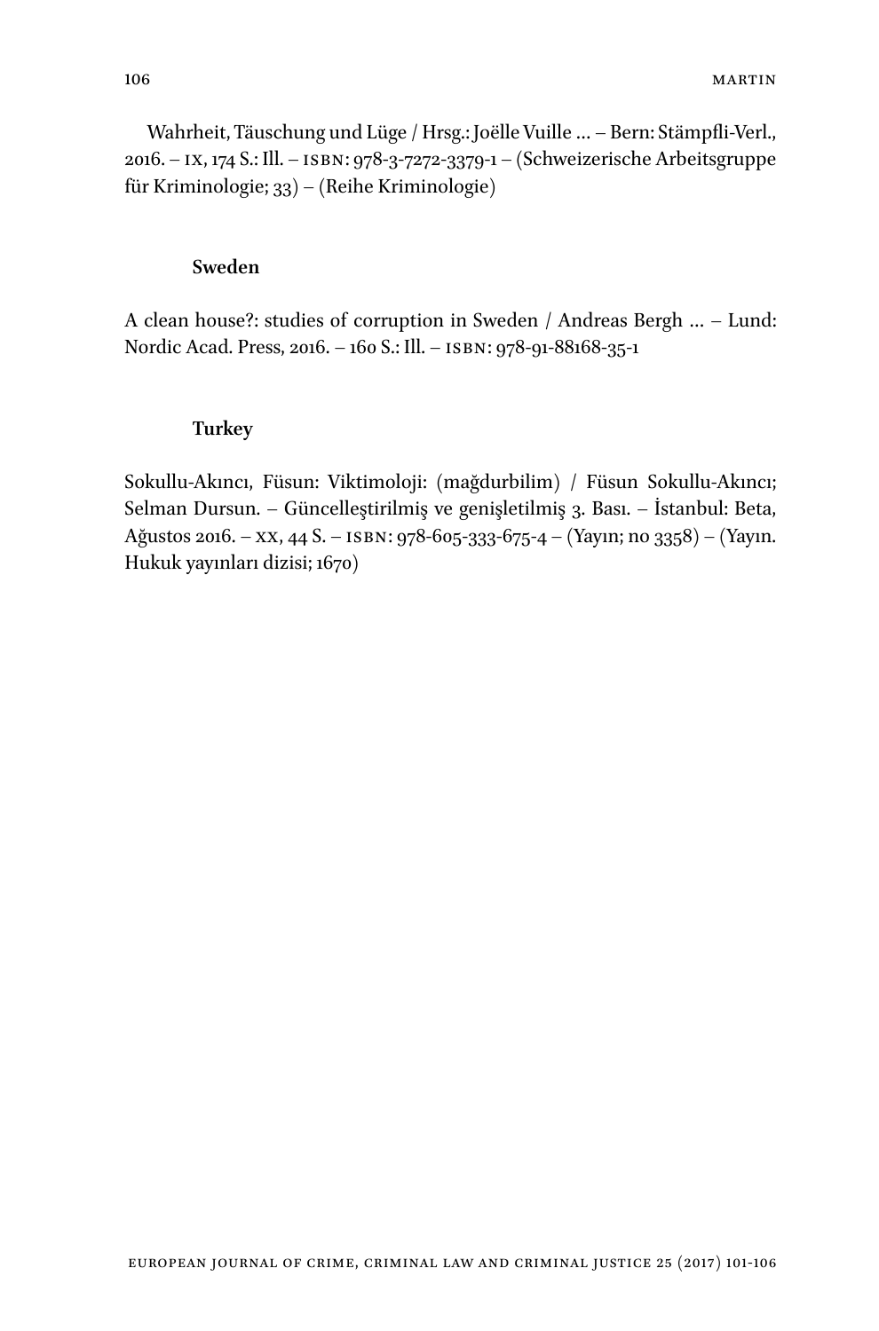Wahrheit, Täuschung und Lüge / Hrsg.: Joëlle Vuille ... – Bern: Stämpfli-Verl., 2016. – IX, 174 S.: Ill. – ISBN: 978-3-7272-3379-1 – (Schweizerische Arbeitsgruppe für Kriminologie; 33) – (Reihe Kriminologie)

### Sweden

A clean house?: studies of corruption in Sweden / Andreas Bergh ... – Lund: Nordic Acad. Press, 2016. – 160 S.: Ill. – ISBN: 978-91-88168-35-1

### Turkey

Sokullu-Akıncı, Füsun: Viktimoloji: (mağdurbilim) / Füsun Sokullu-Akıncı; Selman Dursun. – Güncelleştirilmiş ve genişletilmiş 3. Bası. – İstanbul: Beta, Ağustos 2016. – XX, 44 S. – ISBN: 978-605-333-675-4 – (Yayın; no 3358) – (Yayın. Hukuk yayınları dizisi; 1670)